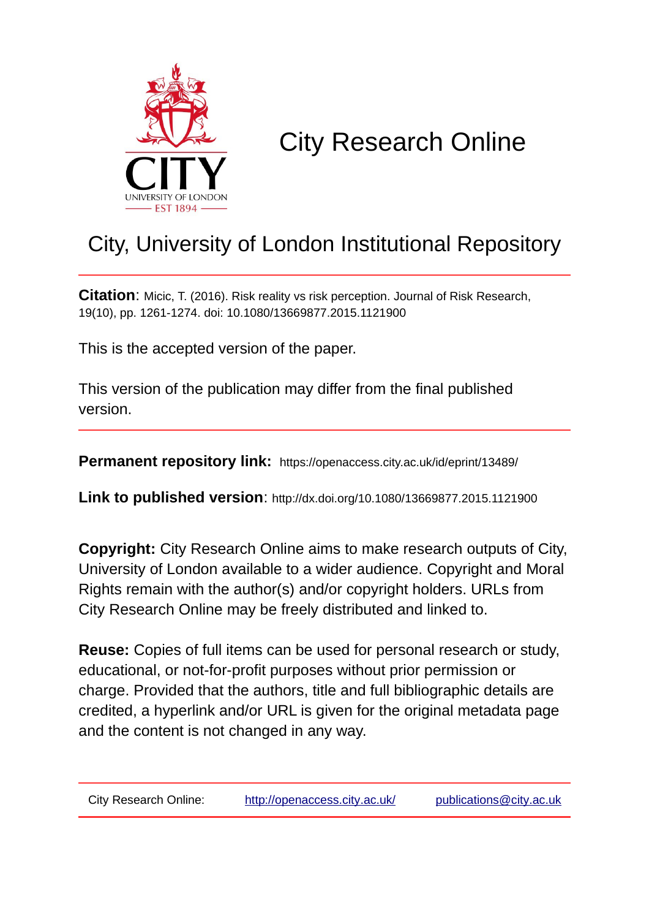# City Research Online

## City, University of London Institutional Repository

**Citation**: Micic, T. (2016). Risk reality vs risk perception. Journal of Risk Research, 19(10), pp. 1261-1274. doi: 10.1080/13669877.2015.1121900

This is the accepted version of the paper.

This version of the publication may differ from the final published version.

**Permanent repository link:** https://openaccess.city.ac.uk/id/eprint/13489/

**Link to published version**: http://dx.doi.org/10.1080/13669877.2015.1121900

**Copyright:** City Research Online aims to make research outputs of City, University of London available to a wider audience. Copyright and Moral Rights remain with the author(s) and/or copyright holders. URLs from City Research Online may be freely distributed and linked to.

**Reuse:** Copies of full items can be used for personal research or study, educational, or not-for-profit purposes without prior permission or charge. Provided that the authors, title and full bibliographic details are credited, a hyperlink and/or URL is given for the original metadata page and the content is not changed in any way.

City Research Online: http://openaccess.city.ac.uk/ publications@city.ac.uk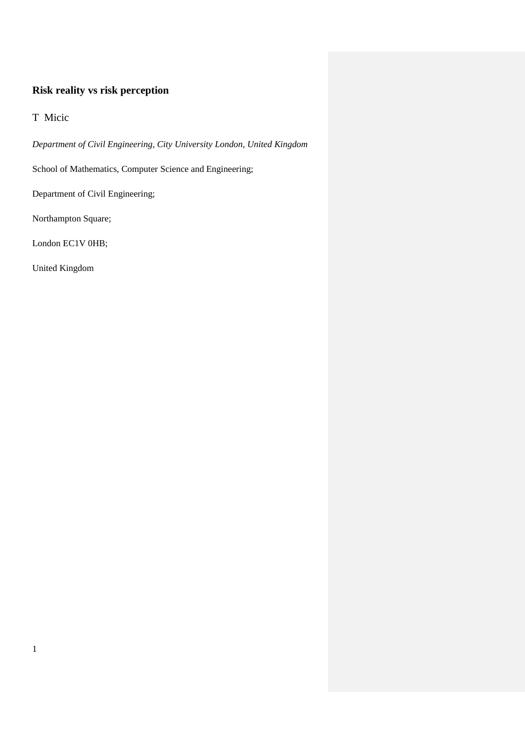# Risk reality vs risk perception

T Micic

*Department of Civil Engineering, City University London, United Kingdom*

School of Mathematics, Computer Science and Engineering;

Department of Civil Engineering;

Northampton Square;

London EC1V 0HB;

United Kingdom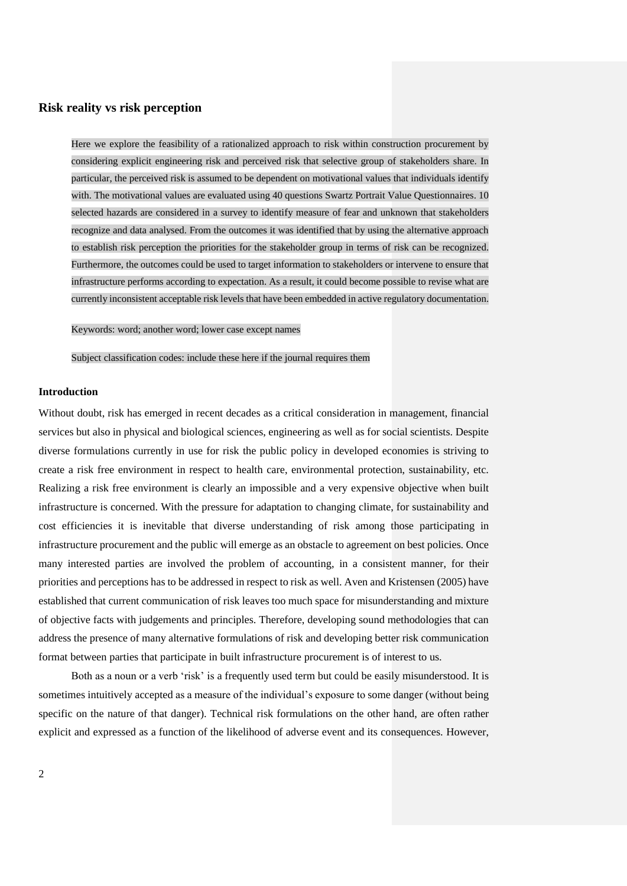## Risk reality vs risk perception

Here we explore the feasibility of a rationalized approach to risk within construction procurement by considering explicit engineering risk and perceived risk that selective group of stakeholders share. In particular, the perceived risk is assumed to be dependent on motivational values that individuals identify with. The motivational values are evaluated using 40 questions Swartz Portrait Value Questionnaires. 10 selected hazards are considered in a survey to identify measure of fear and unknown that stakeholders recognize and data analysed. From the outcomes it was identified that by using the alternative approach to establish risk perception the priorities for the stakeholder group in terms of risk can be recognized. Furthermore, the outcomes could be used to target information to stakeholders or intervene to ensure that infrastructure performs according to expectation. As a result, it could become possible to revise what are currently inconsistent acceptable risk levels that have been embedded in active regulatory documentation.

Keywords: word; another word; lower case except names

Subject classification codes: include these here if the journal requires them

### Introduction

Without doubt, risk has emerged in recent decades as a critical consideration in management, financial services but also in physical and biological sciences, engineering as well as for social scientists. Despite diverse formulations currently in use for risk the public policy in developed economies is striving to create a risk free environment in respect to health care, environmental protection, sustainability, etc. Realizing a risk free environment is clearly an impossible and a very expensive objective when built infrastructure is concerned. With the pressure for adaptation to changing climate, for sustainability and cost efficiencies it is inevitable that diverse understanding of risk among those participating in infrastructure procurement and the public will emerge as an obstacle to agreement on best policies. Once many interested parties are involved the problem of accounting, in a consistent manner, for their priorities and perceptions has to be addressed in respect to risk as well. Aven and Kristensen (2005) have established that current communication of risk leaves too much space for misunderstanding and mixture of objective facts with judgements and principles. Therefore, developing sound methodologies that can address the presence of many alternative formulations of risk and developing better risk communication format between parties that participate in built infrastructure procurement is of interest to us.

Both as a noun or a verb 'risk' is a frequently used term but could be easily misunderstood. It is sometimes intuitively accepted as a measure of the individual's exposure to some danger (without being specific on the nature of that danger). Technical risk formulations on the other hand, are often rather explicit and expressed as a function of the likelihood of adverse event and its consequences. However,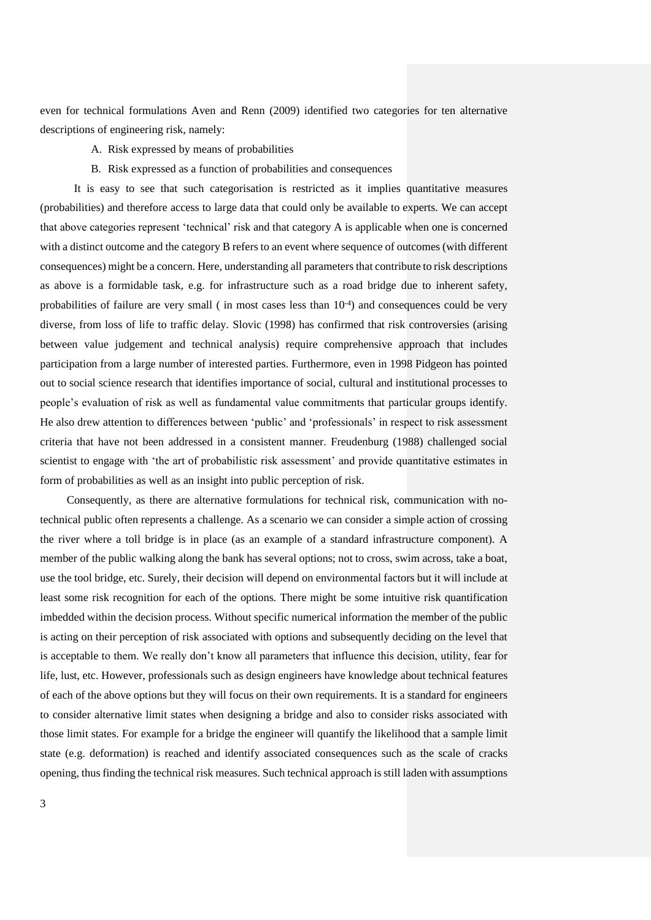even for technical formulations Aven and Renn (2009) identified two categories for ten alternative descriptions of engineering risk, namely:

A. Risk expressed by means of probabilities
B. Risk expressed as a function of probabilities and consequences

It is easy to see that such categorisation is restricted as it implies quantitative measures (probabilities) and therefore access to large data that could only be available to experts. We can accept that above categories represent 'technical' risk and that category A is applicable when one is concerned with a distinct outcome and the category B refers to an event where sequence of outcomes (with different consequences) might be a concern. Here, understanding all parameters that contribute to risk descriptions as above is a formidable task, e.g. for infrastructure such as a road bridge due to inherent safety, probabilities of failure are very small ( in most cases less than $10^{-4}$) and consequences could be very diverse, from loss of life to traffic delay. Slovic (1998) has confirmed that risk controversies (arising between value judgement and technical analysis) require comprehensive approach that includes participation from a large number of interested parties. Furthermore, even in 1998 Pidgeon has pointed out to social science research that identifies importance of social, cultural and institutional processes to people's evaluation of risk as well as fundamental value commitments that particular groups identify. He also drew attention to differences between 'public' and 'professionals' in respect to risk assessment criteria that have not been addressed in a consistent manner. Freudenburg (1988) challenged social scientist to engage with 'the art of probabilistic risk assessment' and provide quantitative estimates in form of probabilities as well as an insight into public perception of risk.

Consequently, as there are alternative formulations for technical risk, communication with no-technical public often represents a challenge. As a scenario we can consider a simple action of crossing the river where a toll bridge is in place (as an example of a standard infrastructure component). A member of the public walking along the bank has several options; not to cross, swim across, take a boat, use the tool bridge, etc. Surely, their decision will depend on environmental factors but it will include at least some risk recognition for each of the options. There might be some intuitive risk quantification imbedded within the decision process. Without specific numerical information the member of the public is acting on their perception of risk associated with options and subsequently deciding on the level that is acceptable to them. We really don't know all parameters that influence this decision, utility, fear for life, lust, etc. However, professionals such as design engineers have knowledge about technical features of each of the above options but they will focus on their own requirements. It is a standard for engineers to consider alternative limit states when designing a bridge and also to consider risks associated with those limit states. For example for a bridge the engineer will quantify the likelihood that a sample limit state (e.g. deformation) is reached and identify associated consequences such as the scale of cracks opening, thus finding the technical risk measures. Such technical approach is still laden with assumptions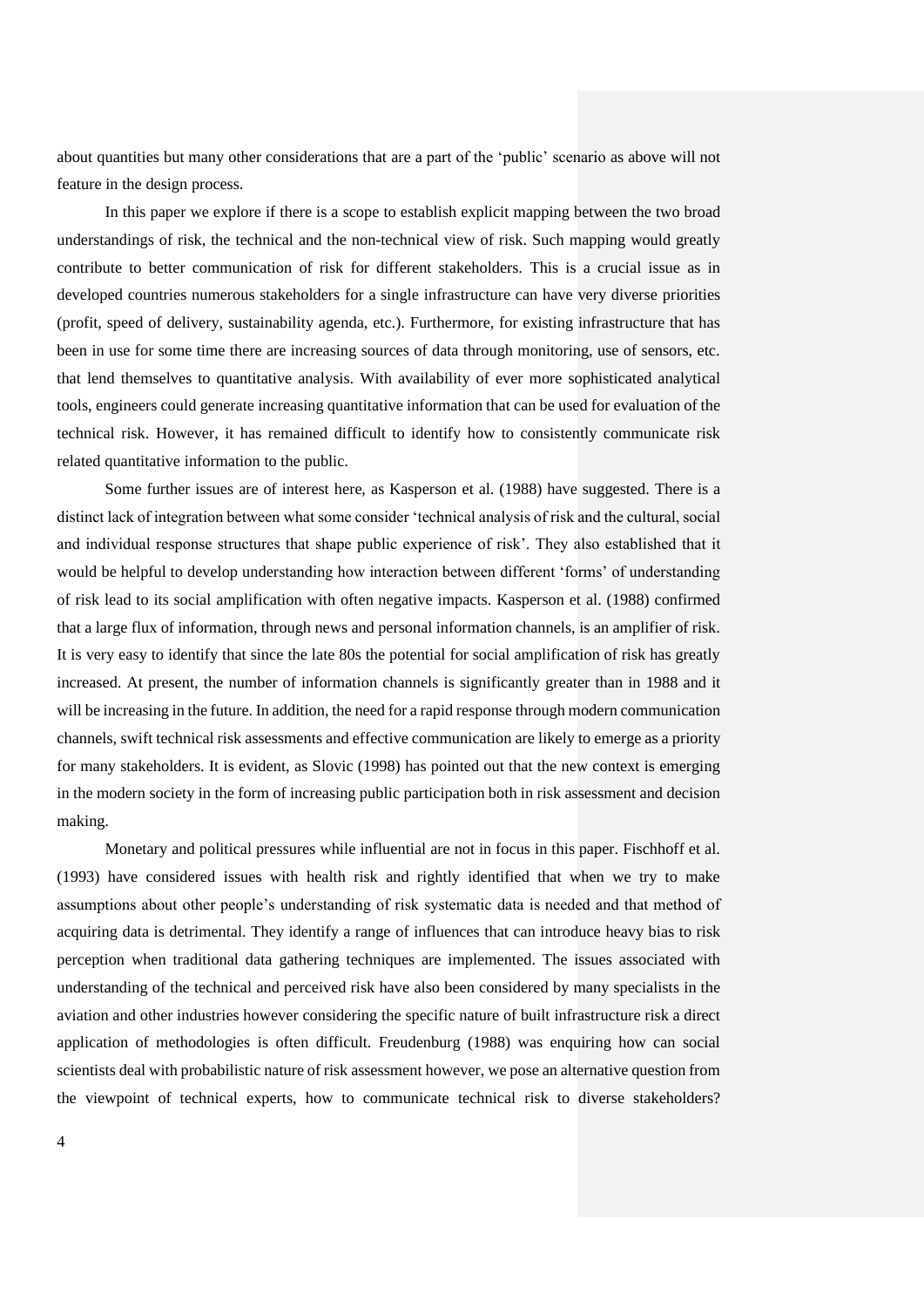about quantities but many other considerations that are a part of the 'public' scenario as above will not feature in the design process.

In this paper we explore if there is a scope to establish explicit mapping between the two broad understandings of risk, the technical and the non-technical view of risk. Such mapping would greatly contribute to better communication of risk for different stakeholders. This is a crucial issue as in developed countries numerous stakeholders for a single infrastructure can have very diverse priorities (profit, speed of delivery, sustainability agenda, etc.). Furthermore, for existing infrastructure that has been in use for some time there are increasing sources of data through monitoring, use of sensors, etc. that lend themselves to quantitative analysis. With availability of ever more sophisticated analytical tools, engineers could generate increasing quantitative information that can be used for evaluation of the technical risk. However, it has remained difficult to identify how to consistently communicate risk related quantitative information to the public.

Some further issues are of interest here, as Kasperson et al. (1988) have suggested. There is a distinct lack of integration between what some consider 'technical analysis of risk and the cultural, social and individual response structures that shape public experience of risk'. They also established that it would be helpful to develop understanding how interaction between different 'forms' of understanding of risk lead to its social amplification with often negative impacts. Kasperson et al. (1988) confirmed that a large flux of information, through news and personal information channels, is an amplifier of risk. It is very easy to identify that since the late 80s the potential for social amplification of risk has greatly increased. At present, the number of information channels is significantly greater than in 1988 and it will be increasing in the future. In addition, the need for a rapid response through modern communication channels, swift technical risk assessments and effective communication are likely to emerge as a priority for many stakeholders. It is evident, as Slovic (1998) has pointed out that the new context is emerging in the modern society in the form of increasing public participation both in risk assessment and decision making.

Monetary and political pressures while influential are not in focus in this paper. Fischhoff et al. (1993) have considered issues with health risk and rightly identified that when we try to make assumptions about other people's understanding of risk systematic data is needed and that method of acquiring data is detrimental. They identify a range of influences that can introduce heavy bias to risk perception when traditional data gathering techniques are implemented. The issues associated with understanding of the technical and perceived risk have also been considered by many specialists in the aviation and other industries however considering the specific nature of built infrastructure risk a direct application of methodologies is often difficult. Freudenburg (1988) was enquiring how can social scientists deal with probabilistic nature of risk assessment however, we pose an alternative question from the viewpoint of technical experts, how to communicate technical risk to diverse stakeholders?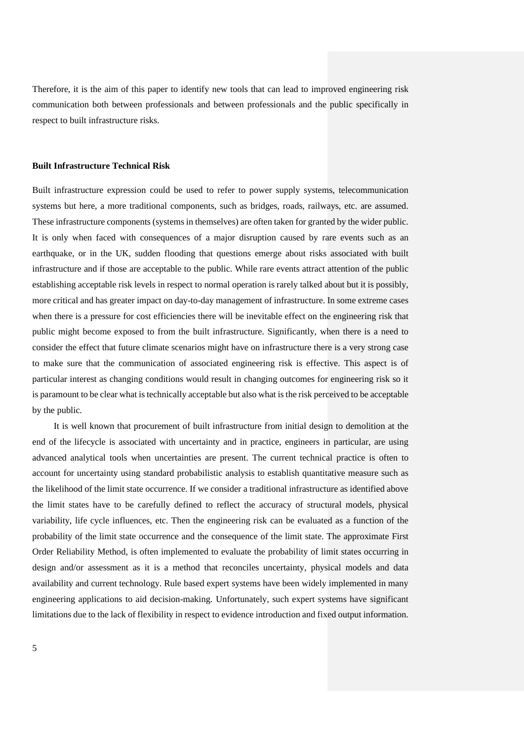Therefore, it is the aim of this paper to identify new tools that can lead to improved engineering risk communication both between professionals and between professionals and the public specifically in respect to built infrastructure risks.

**Built Infrastructure Technical Risk**

Built infrastructure expression could be used to refer to power supply systems, telecommunication systems but here, a more traditional components, such as bridges, roads, railways, etc. are assumed. These infrastructure components (systems in themselves) are often taken for granted by the wider public. It is only when faced with consequences of a major disruption caused by rare events such as an earthquake, or in the UK, sudden flooding that questions emerge about risks associated with built infrastructure and if those are acceptable to the public. While rare events attract attention of the public establishing acceptable risk levels in respect to normal operation is rarely talked about but it is possibly, more critical and has greater impact on day-to-day management of infrastructure. In some extreme cases when there is a pressure for cost efficiencies there will be inevitable effect on the engineering risk that public might become exposed to from the built infrastructure. Significantly, when there is a need to consider the effect that future climate scenarios might have on infrastructure there is a very strong case to make sure that the communication of associated engineering risk is effective. This aspect is of particular interest as changing conditions would result in changing outcomes for engineering risk so it is paramount to be clear what is technically acceptable but also what is the risk perceived to be acceptable by the public.

It is well known that procurement of built infrastructure from initial design to demolition at the end of the lifecycle is associated with uncertainty and in practice, engineers in particular, are using advanced analytical tools when uncertainties are present. The current technical practice is often to account for uncertainty using standard probabilistic analysis to establish quantitative measure such as the likelihood of the limit state occurrence. If we consider a traditional infrastructure as identified above the limit states have to be carefully defined to reflect the accuracy of structural models, physical variability, life cycle influences, etc. Then the engineering risk can be evaluated as a function of the probability of the limit state occurrence and the consequence of the limit state. The approximate First Order Reliability Method, is often implemented to evaluate the probability of limit states occurring in design and/or assessment as it is a method that reconciles uncertainty, physical models and data availability and current technology. Rule based expert systems have been widely implemented in many engineering applications to aid decision-making. Unfortunately, such expert systems have significant limitations due to the lack of flexibility in respect to evidence introduction and fixed output information.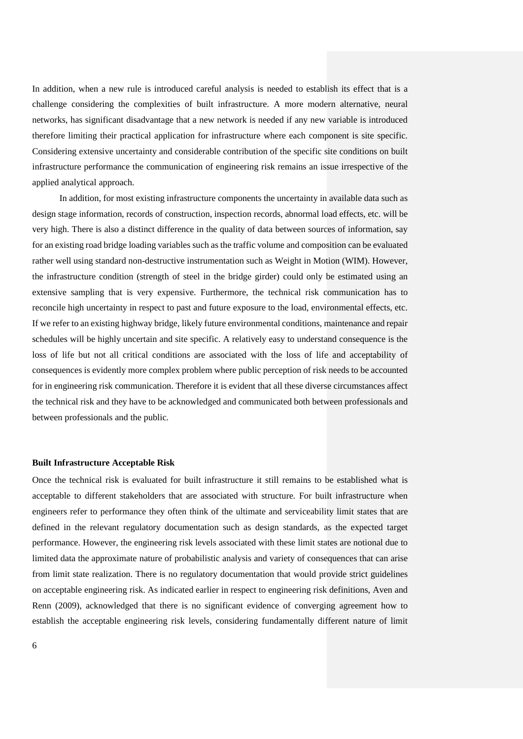In addition, when a new rule is introduced careful analysis is needed to establish its effect that is a challenge considering the complexities of built infrastructure. A more modern alternative, neural networks, has significant disadvantage that a new network is needed if any new variable is introduced therefore limiting their practical application for infrastructure where each component is site specific. Considering extensive uncertainty and considerable contribution of the specific site conditions on built infrastructure performance the communication of engineering risk remains an issue irrespective of the applied analytical approach.

In addition, for most existing infrastructure components the uncertainty in available data such as design stage information, records of construction, inspection records, abnormal load effects, etc. will be very high. There is also a distinct difference in the quality of data between sources of information, say for an existing road bridge loading variables such as the traffic volume and composition can be evaluated rather well using standard non-destructive instrumentation such as Weight in Motion (WIM). However, the infrastructure condition (strength of steel in the bridge girder) could only be estimated using an extensive sampling that is very expensive. Furthermore, the technical risk communication has to reconcile high uncertainty in respect to past and future exposure to the load, environmental effects, etc. If we refer to an existing highway bridge, likely future environmental conditions, maintenance and repair schedules will be highly uncertain and site specific. A relatively easy to understand consequence is the loss of life but not all critical conditions are associated with the loss of life and acceptability of consequences is evidently more complex problem where public perception of risk needs to be accounted for in engineering risk communication. Therefore it is evident that all these diverse circumstances affect the technical risk and they have to be acknowledged and communicated both between professionals and between professionals and the public.

**Built Infrastructure Acceptable Risk**

Once the technical risk is evaluated for built infrastructure it still remains to be established what is acceptable to different stakeholders that are associated with structure. For built infrastructure when engineers refer to performance they often think of the ultimate and serviceability limit states that are defined in the relevant regulatory documentation such as design standards, as the expected target performance. However, the engineering risk levels associated with these limit states are notional due to limited data the approximate nature of probabilistic analysis and variety of consequences that can arise from limit state realization. There is no regulatory documentation that would provide strict guidelines on acceptable engineering risk. As indicated earlier in respect to engineering risk definitions, Aven and Renn (2009), acknowledged that there is no significant evidence of converging agreement how to establish the acceptable engineering risk levels, considering fundamentally different nature of limit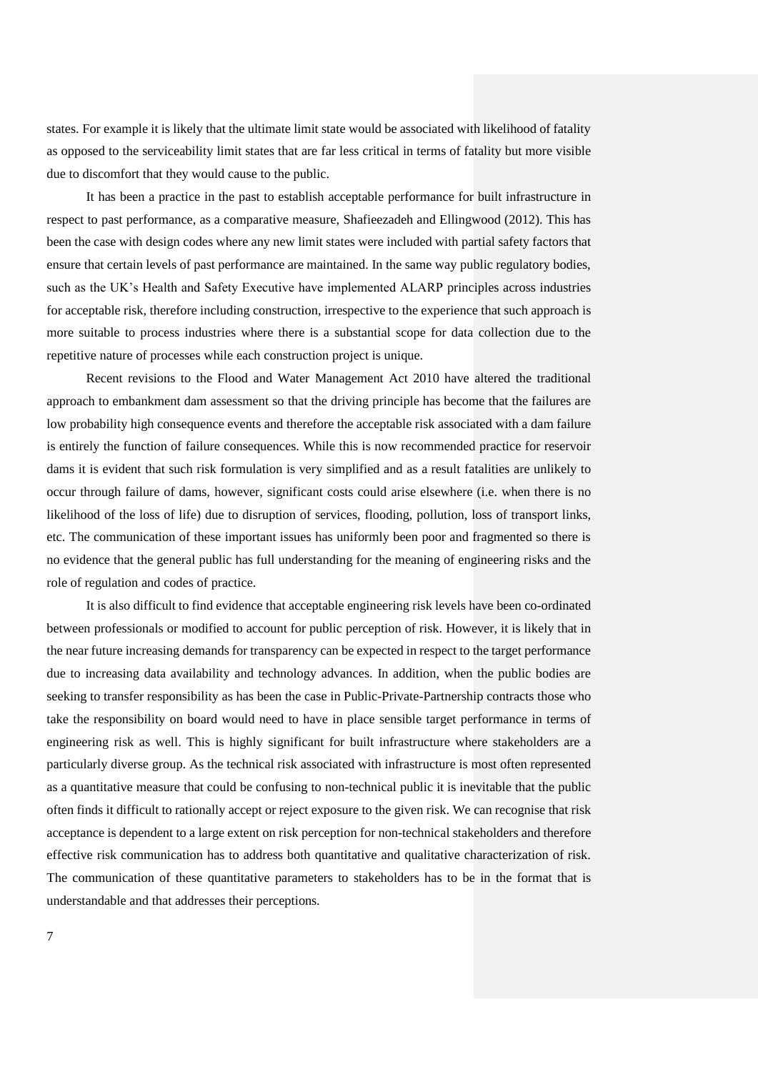states. For example it is likely that the ultimate limit state would be associated with likelihood of fatality as opposed to the serviceability limit states that are far less critical in terms of fatality but more visible due to discomfort that they would cause to the public.

It has been a practice in the past to establish acceptable performance for built infrastructure in respect to past performance, as a comparative measure, Shafieezadeh and Ellingwood (2012). This has been the case with design codes where any new limit states were included with partial safety factors that ensure that certain levels of past performance are maintained. In the same way public regulatory bodies, such as the UK's Health and Safety Executive have implemented ALARP principles across industries for acceptable risk, therefore including construction, irrespective to the experience that such approach is more suitable to process industries where there is a substantial scope for data collection due to the repetitive nature of processes while each construction project is unique.

Recent revisions to the Flood and Water Management Act 2010 have altered the traditional approach to embankment dam assessment so that the driving principle has become that the failures are low probability high consequence events and therefore the acceptable risk associated with a dam failure is entirely the function of failure consequences. While this is now recommended practice for reservoir dams it is evident that such risk formulation is very simplified and as a result fatalities are unlikely to occur through failure of dams, however, significant costs could arise elsewhere (i.e. when there is no likelihood of the loss of life) due to disruption of services, flooding, pollution, loss of transport links, etc. The communication of these important issues has uniformly been poor and fragmented so there is no evidence that the general public has full understanding for the meaning of engineering risks and the role of regulation and codes of practice.

It is also difficult to find evidence that acceptable engineering risk levels have been co-ordinated between professionals or modified to account for public perception of risk. However, it is likely that in the near future increasing demands for transparency can be expected in respect to the target performance due to increasing data availability and technology advances. In addition, when the public bodies are seeking to transfer responsibility as has been the case in Public-Private-Partnership contracts those who take the responsibility on board would need to have in place sensible target performance in terms of engineering risk as well. This is highly significant for built infrastructure where stakeholders are a particularly diverse group. As the technical risk associated with infrastructure is most often represented as a quantitative measure that could be confusing to non-technical public it is inevitable that the public often finds it difficult to rationally accept or reject exposure to the given risk. We can recognise that risk acceptance is dependent to a large extent on risk perception for non-technical stakeholders and therefore effective risk communication has to address both quantitative and qualitative characterization of risk. The communication of these quantitative parameters to stakeholders has to be in the format that is understandable and that addresses their perceptions.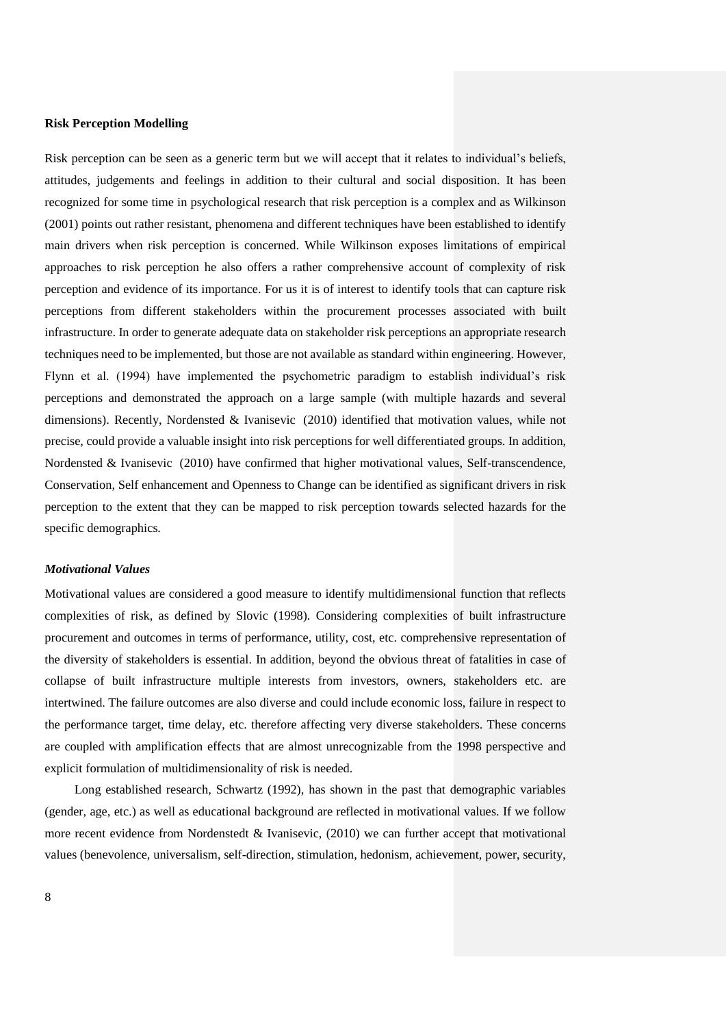**Risk Perception Modelling**

Risk perception can be seen as a generic term but we will accept that it relates to individual's beliefs, attitudes, judgements and feelings in addition to their cultural and social disposition. It has been recognized for some time in psychological research that risk perception is a complex and as Wilkinson (2001) points out rather resistant, phenomena and different techniques have been established to identify main drivers when risk perception is concerned. While Wilkinson exposes limitations of empirical approaches to risk perception he also offers a rather comprehensive account of complexity of risk perception and evidence of its importance. For us it is of interest to identify tools that can capture risk perceptions from different stakeholders within the procurement processes associated with built infrastructure. In order to generate adequate data on stakeholder risk perceptions an appropriate research techniques need to be implemented, but those are not available as standard within engineering. However, Flynn et al. (1994) have implemented the psychometric paradigm to establish individual's risk perceptions and demonstrated the approach on a large sample (with multiple hazards and several dimensions). Recently, Nordensted & Ivanisevic (2010) identified that motivation values, while not precise, could provide a valuable insight into risk perceptions for well differentiated groups. In addition, Nordensted & Ivanisevic (2010) have confirmed that higher motivational values, Self-transcendence, Conservation, Self enhancement and Openness to Change can be identified as significant drivers in risk perception to the extent that they can be mapped to risk perception towards selected hazards for the specific demographics.

***Motivational Values***

Motivational values are considered a good measure to identify multidimensional function that reflects complexities of risk, as defined by Slovic (1998). Considering complexities of built infrastructure procurement and outcomes in terms of performance, utility, cost, etc. comprehensive representation of the diversity of stakeholders is essential. In addition, beyond the obvious threat of fatalities in case of collapse of built infrastructure multiple interests from investors, owners, stakeholders etc. are intertwined. The failure outcomes are also diverse and could include economic loss, failure in respect to the performance target, time delay, etc. therefore affecting very diverse stakeholders. These concerns are coupled with amplification effects that are almost unrecognizable from the 1998 perspective and explicit formulation of multidimensionality of risk is needed.

Long established research, Schwartz (1992), has shown in the past that demographic variables (gender, age, etc.) as well as educational background are reflected in motivational values. If we follow more recent evidence from Nordenstedt & Ivanisevic, (2010) we can further accept that motivational values (benevolence, universalism, self-direction, stimulation, hedonism, achievement, power, security,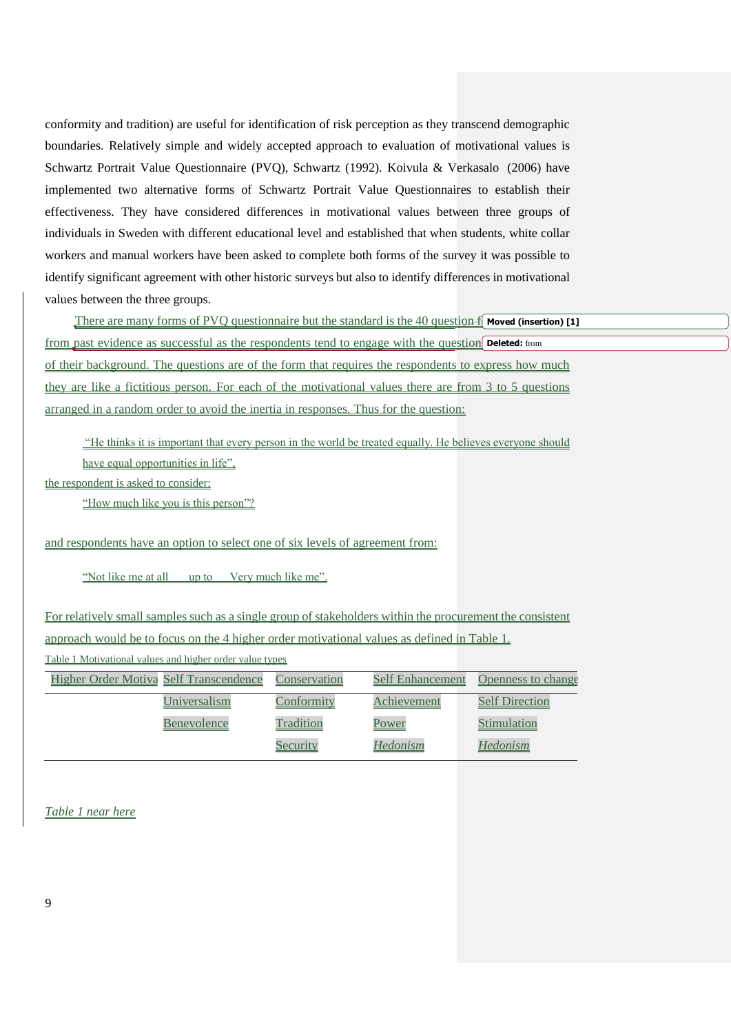conformity and tradition) are useful for identification of risk perception as they transcend demographic boundaries. Relatively simple and widely accepted approach to evaluation of motivational values is Schwartz Portrait Value Questionnaire (PVQ), Schwartz (1992). Koivula & Verkasalo (2006) have implemented two alternative forms of Schwartz Portrait Value Questionnaires to establish their effectiveness. They have considered differences in motivational values between three groups of individuals in Sweden with different educational level and established that when students, white collar workers and manual workers have been asked to complete both forms of the survey it was possible to identify significant agreement with other historic surveys but also to identify differences in motivational values between the three groups.

There are many forms of PVQ questionnaire but the standard is the 40 question f from past evidence as successful as the respondents tend to engage with the question of their background. The questions are of the form that requires the respondents to express how much they are like a fictitious person. For each of the motivational values there are from 3 to 5 questions arranged in a random order to avoid the inertia in responses. Thus for the question:

> "He thinks it is important that every person in the world be treated equally. He believes everyone should have equal opportunities in life",

the respondent is asked to consider:

> "How much like you is this person"?

and respondents have an option to select one of six levels of agreement from:

> "Not like me at all up to Very much like me".

For relatively small samples such as a single group of stakeholders within the procurement the consistent approach would be to focus on the 4 higher order motivational values as defined in Table 1.

Table 1 Motivational values and higher order value types

| Higher Order Motiva | Self Transcendence | Conservation | Self Enhancement | Openness to change |
|---|---|---|---|---|
| | Universalism | Conformity | Achievement | Self Direction |
| | Benevolence | Tradition | Power | Stimulation |
| | | Security | *Hedonism* | *Hedonism* |

*Table 1 near here*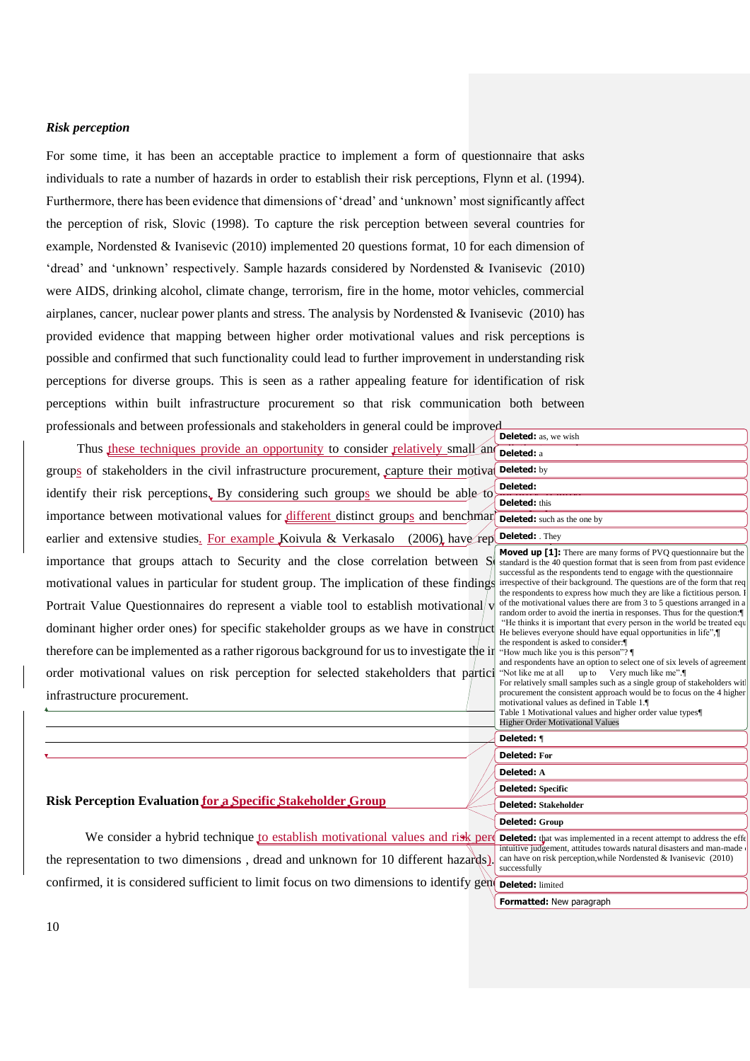### *Risk perception*

For some time, it has been an acceptable practice to implement a form of questionnaire that asks individuals to rate a number of hazards in order to establish their risk perceptions, Flynn et al. (1994). Furthermore, there has been evidence that dimensions of 'dread' and 'unknown' most significantly affect the perception of risk, Slovic (1998). To capture the risk perception between several countries for example, Nordensted & Ivanisevic (2010) implemented 20 questions format, 10 for each dimension of 'dread' and 'unknown' respectively. Sample hazards considered by Nordensted & Ivanisevic (2010) were AIDS, drinking alcohol, climate change, terrorism, fire in the home, motor vehicles, commercial airplanes, cancer, nuclear power plants and stress. The analysis by Nordensted & Ivanisevic (2010) has provided evidence that mapping between higher order motivational values and risk perceptions is possible and confirmed that such functionality could lead to further improvement in understanding risk perceptions for diverse groups. This is seen as a rather appealing feature for identification of risk perceptions within built infrastructure procurement so that risk communication both between professionals and between professionals and stakeholders in general could be improved.

Thus these techniques provide an opportunity to consider relatively small and groups of stakeholders in the civil infrastructure procurement, capture their motiva identify their risk perceptions. By considering such groups we should be able to importance between motivational values for different distinct groups and benchmar earlier and extensive studies. For example Koivula & Verkasalo (2006) have rep importance that groups attach to Security and the close correlation between S motivational values in particular for student group. The implication of these findings Portrait Value Questionnaires do represent a viable tool to establish motivational v dominant higher order ones) for specific stakeholder groups as we have in construct therefore can be implemented as a rather rigorous background for us to investigate the in order motivational values on risk perception for selected stakeholders that partici infrastructure procurement.

### Risk Perception Evaluation for a Specific Stakeholder Group

We consider a hybrid technique to establish motivational values and risk perc the representation to two dimensions , dread and unknown for 10 different hazards). confirmed, it is considered sufficient to limit focus on two dimensions to identify gen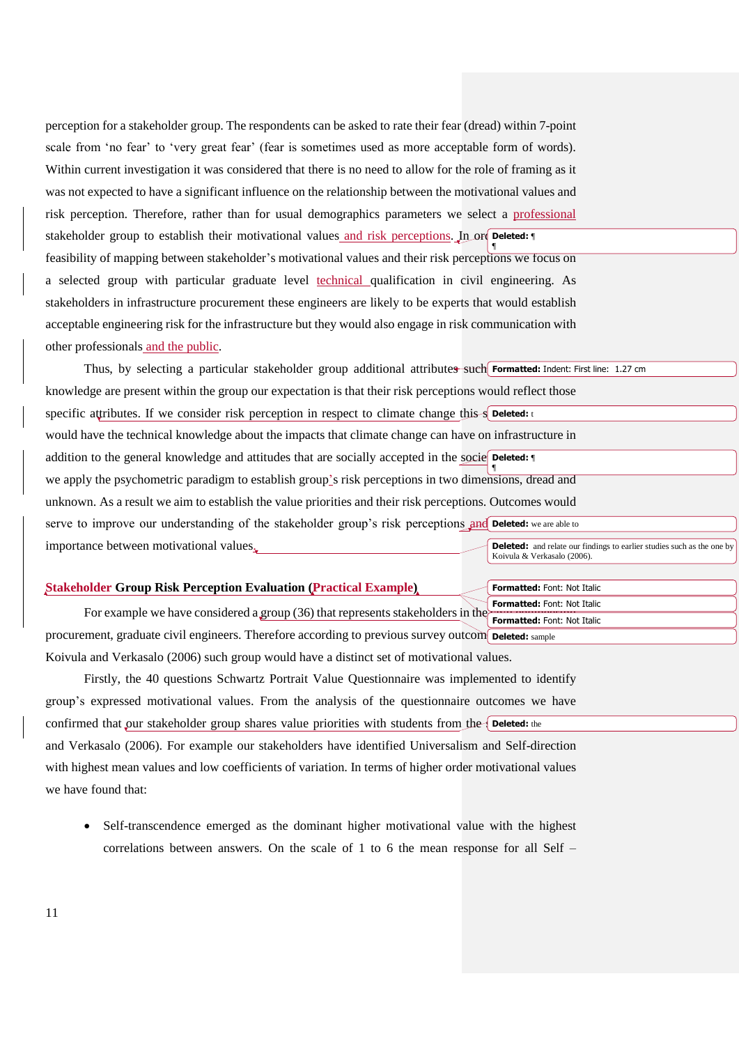perception for a stakeholder group. The respondents can be asked to rate their fear (dread) within 7-point scale from 'no fear' to 'very great fear' (fear is sometimes used as more acceptable form of words). Within current investigation it was considered that there is no need to allow for the role of framing as it was not expected to have a significant influence on the relationship between the motivational values and risk perception. Therefore, rather than for usual demographics parameters we select a professional stakeholder group to establish their motivational values and risk perceptions. In order to test feasibility of mapping between stakeholder's motivational values and their risk perceptions we focus on a selected group with particular graduate level technical qualification in civil engineering. As stakeholders in infrastructure procurement these engineers are likely to be experts that would establish acceptable engineering risk for the infrastructure but they would also engage in risk communication with other professionals and the public.

Thus, by selecting a particular stakeholder group additional attributes such as technical knowledge are present within the group our expectation is that their risk perceptions would reflect those specific attributes. If we consider risk perception in respect to climate change this stakeholder group would have the technical knowledge about the impacts that climate change can have on infrastructure in addition to the general knowledge and attitudes that are socially accepted in the society. In addition we apply the psychometric paradigm to establish group's risk perceptions in two dimensions, dread and unknown. As a result we aim to establish the value priorities and their risk perceptions. Outcomes would serve to improve our understanding of the stakeholder group's risk perceptions and relative importance between motivational values.

**Stakeholder Group Risk Perception Evaluation (Practical Example)**

For example we have considered a group (36) that represents stakeholders in the infrastructure procurement, graduate civil engineers. Therefore according to previous survey outcomes presented by Koivula and Verkasalo (2006) such group would have a distinct set of motivational values.

Firstly, the 40 questions Schwartz Portrait Value Questionnaire was implemented to identify group's expressed motivational values. From the analysis of the questionnaire outcomes we have confirmed that our stakeholder group shares value priorities with students from the Koivula and Verkasalo (2006). For example our stakeholders have identified Universalism and Self-direction with highest mean values and low coefficients of variation. In terms of higher order motivational values we have found that:

- Self-transcendence emerged as the dominant higher motivational value with the highest correlations between answers. On the scale of 1 to 6 the mean response for all Self –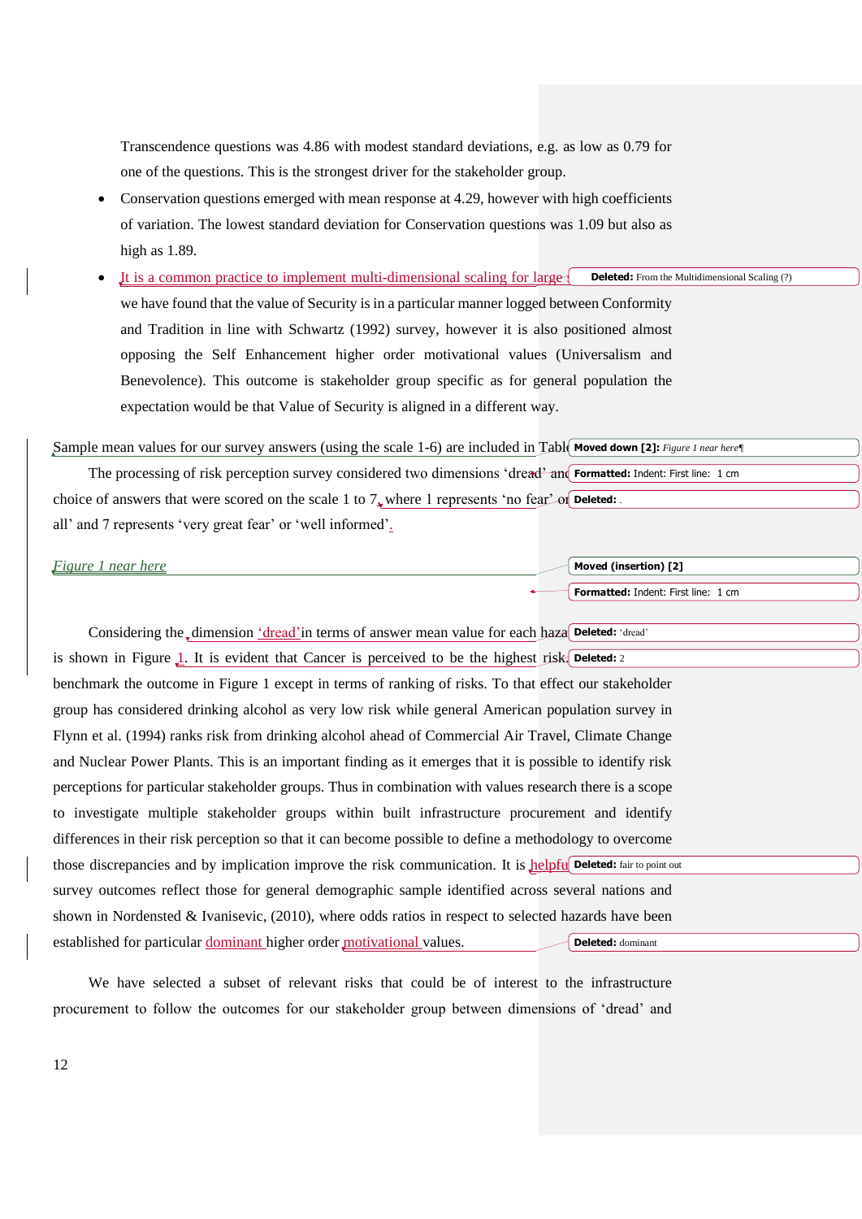Transcendence questions was 4.86 with modest standard deviations, e.g. as low as 0.79 for one of the questions. This is the strongest driver for the stakeholder group.

- Conservation questions emerged with mean response at 4.29, however with high coefficients of variation. The lowest standard deviation for Conservation questions was 1.09 but also as high as 1.89.
- It is a common practice to implement multi-dimensional scaling for large we have found that the value of Security is in a particular manner logged between Conformity and Tradition in line with Schwartz (1992) survey, however it is also positioned almost opposing the Self Enhancement higher order motivational values (Universalism and Benevolence). This outcome is stakeholder group specific as for general population the expectation would be that Value of Security is aligned in a different way.

Sample mean values for our survey answers (using the scale 1-6) are included in Table

The processing of risk perception survey considered two dimensions 'dread' and choice of answers that were scored on the scale 1 to 7, where 1 represents 'no fear' or all' and 7 represents 'very great fear' or 'well informed'.

*Figure 1 near here*

Considering the dimension 'dread' in terms of answer mean value for each haza is shown in Figure 1. It is evident that Cancer is perceived to be the highest risk. benchmark the outcome in Figure 1 except in terms of ranking of risks. To that effect our stakeholder group has considered drinking alcohol as very low risk while general American population survey in Flynn et al. (1994) ranks risk from drinking alcohol ahead of Commercial Air Travel, Climate Change and Nuclear Power Plants. This is an important finding as it emerges that it is possible to identify risk perceptions for particular stakeholder groups. Thus in combination with values research there is a scope to investigate multiple stakeholder groups within built infrastructure procurement and identify differences in their risk perception so that it can become possible to define a methodology to overcome those discrepancies and by implication improve the risk communication. It is helpfu survey outcomes reflect those for general demographic sample identified across several nations and shown in Nordensted & Ivanisevic, (2010), where odds ratios in respect to selected hazards have been established for particular dominant higher order motivational values.

We have selected a subset of relevant risks that could be of interest to the infrastructure procurement to follow the outcomes for our stakeholder group between dimensions of 'dread' and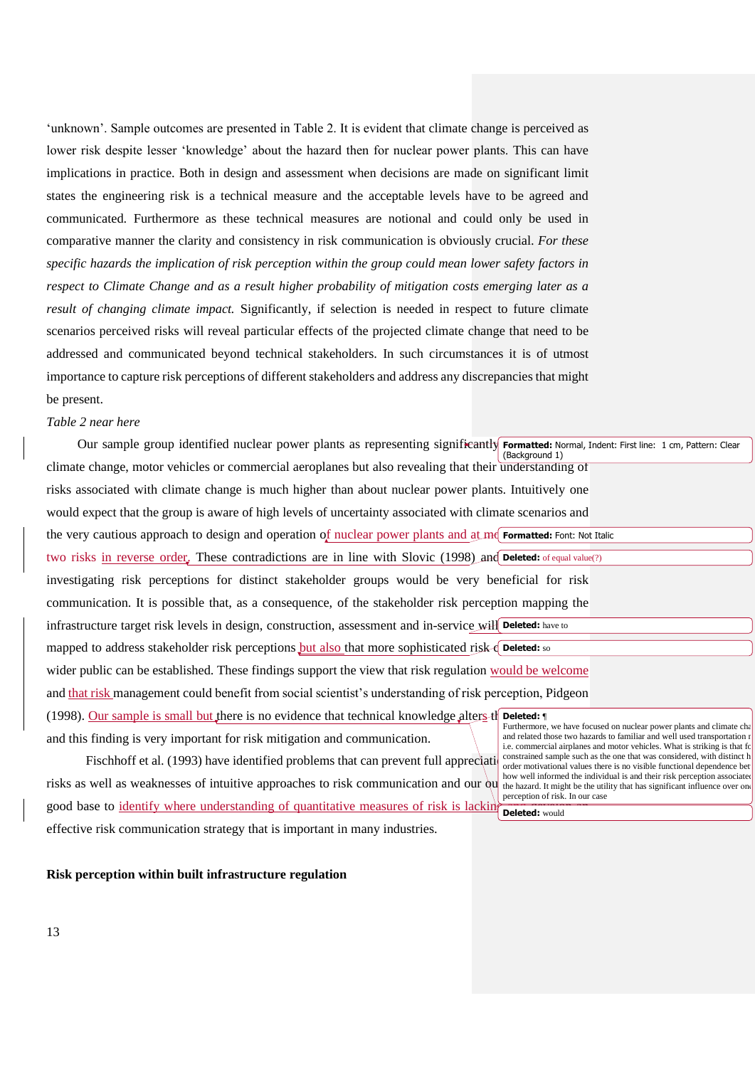'unknown'. Sample outcomes are presented in Table 2. It is evident that climate change is perceived as lower risk despite lesser 'knowledge' about the hazard then for nuclear power plants. This can have implications in practice. Both in design and assessment when decisions are made on significant limit states the engineering risk is a technical measure and the acceptable levels have to be agreed and communicated. Furthermore as these technical measures are notional and could only be used in comparative manner the clarity and consistency in risk communication is obviously crucial. *For these specific hazards the implication of risk perception within the group could mean lower safety factors in respect to Climate Change and as a result higher probability of mitigation costs emerging later as a result of changing climate impact.* Significantly, if selection is needed in respect to future climate scenarios perceived risks will reveal particular effects of the projected climate change that need to be addressed and communicated beyond technical stakeholders. In such circumstances it is of utmost importance to capture risk perceptions of different stakeholders and address any discrepancies that might be present.

*Table 2 near here*

Our sample group identified nuclear power plants as representing significantly climate change, motor vehicles or commercial aeroplanes but also revealing that their understanding of risks associated with climate change is much higher than about nuclear power plants. Intuitively one would expect that the group is aware of high levels of uncertainty associated with climate scenarios and the very cautious approach to design and operation of nuclear power plants and at mo two risks in reverse order. These contradictions are in line with Slovic (1998) and investigating risk perceptions for distinct stakeholder groups would be very beneficial for risk communication. It is possible that, as a consequence, of the stakeholder risk perception mapping the infrastructure target risk levels in design, construction, assessment and in-service will mapped to address stakeholder risk perceptions but also that more sophisticated risk c wider public can be established. These findings support the view that risk regulation would be welcome and that risk management could benefit from social scientist's understanding of risk perception, Pidgeon (1998). Our sample is small but there is no evidence that technical knowledge alters th and this finding is very important for risk mitigation and communication.

Fischhoff et al. (1993) have identified problems that can prevent full appreciati risks as well as weaknesses of intuitive approaches to risk communication and our ou good base to identify where understanding of quantitative measures of risk is lackin effective risk communication strategy that is important in many industries.

**Risk perception within built infrastructure regulation**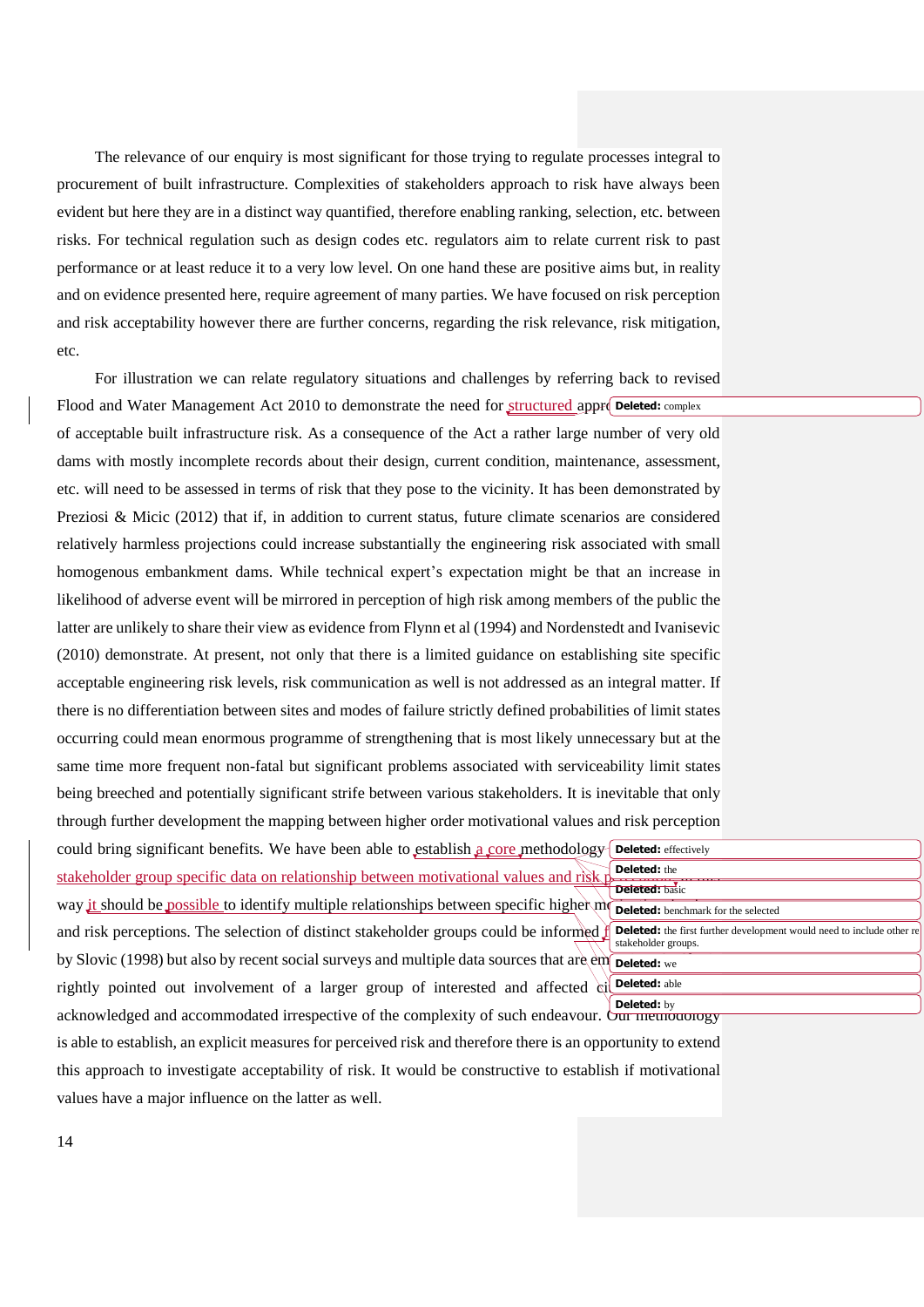The relevance of our enquiry is most significant for those trying to regulate processes integral to procurement of built infrastructure. Complexities of stakeholders approach to risk have always been evident but here they are in a distinct way quantified, therefore enabling ranking, selection, etc. between risks. For technical regulation such as design codes etc. regulators aim to relate current risk to past performance or at least reduce it to a very low level. On one hand these are positive aims but, in reality and on evidence presented here, require agreement of many parties. We have focused on risk perception and risk acceptability however there are further concerns, regarding the risk relevance, risk mitigation, etc.

For illustration we can relate regulatory situations and challenges by referring back to revised Flood and Water Management Act 2010 to demonstrate the need for structured appro... of acceptable built infrastructure risk. As a consequence of the Act a rather large number of very old dams with mostly incomplete records about their design, current condition, maintenance, assessment, etc. will need to be assessed in terms of risk that they pose to the vicinity. It has been demonstrated by Preziosi & Micic (2012) that if, in addition to current status, future climate scenarios are considered relatively harmless projections could increase substantially the engineering risk associated with small homogenous embankment dams. While technical expert's expectation might be that an increase in likelihood of adverse event will be mirrored in perception of high risk among members of the public the latter are unlikely to share their view as evidence from Flynn et al (1994) and Nordenstedt and Ivanisevic (2010) demonstrate. At present, not only that there is a limited guidance on establishing site specific acceptable engineering risk levels, risk communication as well is not addressed as an integral matter. If there is no differentiation between sites and modes of failure strictly defined probabilities of limit states occurring could mean enormous programme of strengthening that is most likely unnecessary but at the same time more frequent non-fatal but significant problems associated with serviceability limit states being breeched and potentially significant strife between various stakeholders. It is inevitable that only through further development the mapping between higher order motivational values and risk perception could bring significant benefits. We have been able to establish a core methodology ... stakeholder group specific data on relationship between motivational values and risk p... way it should be possible to identify multiple relationships between specific higher m... and risk perceptions. The selection of distinct stakeholder groups could be informed f... by Slovic (1998) but also by recent social surveys and multiple data sources that are em... rightly pointed out involvement of a larger group of interested and affected ci... acknowledged and accommodated irrespective of the complexity of such endeavour. Our methodology is able to establish, an explicit measures for perceived risk and therefore there is an opportunity to extend this approach to investigate acceptability of risk. It would be constructive to establish if motivational values have a major influence on the latter as well.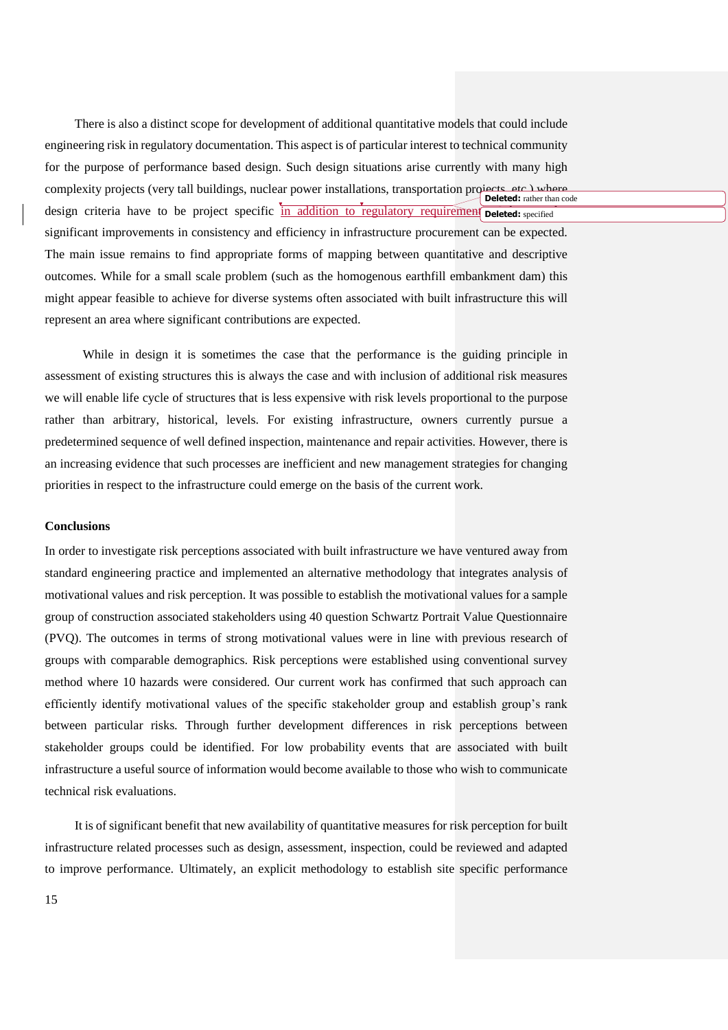There is also a distinct scope for development of additional quantitative models that could include engineering risk in regulatory documentation. This aspect is of particular interest to technical community for the purpose of performance based design. Such design situations arise currently with many high complexity projects (very tall buildings, nuclear power installations, transportation projects, etc.) where design criteria have to be project specific in addition to regulatory requirements significant improvements in consistency and efficiency in infrastructure procurement can be expected. The main issue remains to find appropriate forms of mapping between quantitative and descriptive outcomes. While for a small scale problem (such as the homogenous earthfill embankment dam) this might appear feasible to achieve for diverse systems often associated with built infrastructure this will represent an area where significant contributions are expected.

While in design it is sometimes the case that the performance is the guiding principle in assessment of existing structures this is always the case and with inclusion of additional risk measures we will enable life cycle of structures that is less expensive with risk levels proportional to the purpose rather than arbitrary, historical, levels. For existing infrastructure, owners currently pursue a predetermined sequence of well defined inspection, maintenance and repair activities. However, there is an increasing evidence that such processes are inefficient and new management strategies for changing priorities in respect to the infrastructure could emerge on the basis of the current work.

**Conclusions**

In order to investigate risk perceptions associated with built infrastructure we have ventured away from standard engineering practice and implemented an alternative methodology that integrates analysis of motivational values and risk perception. It was possible to establish the motivational values for a sample group of construction associated stakeholders using 40 question Schwartz Portrait Value Questionnaire (PVQ). The outcomes in terms of strong motivational values were in line with previous research of groups with comparable demographics. Risk perceptions were established using conventional survey method where 10 hazards were considered. Our current work has confirmed that such approach can efficiently identify motivational values of the specific stakeholder group and establish group's rank between particular risks. Through further development differences in risk perceptions between stakeholder groups could be identified. For low probability events that are associated with built infrastructure a useful source of information would become available to those who wish to communicate technical risk evaluations.

It is of significant benefit that new availability of quantitative measures for risk perception for built infrastructure related processes such as design, assessment, inspection, could be reviewed and adapted to improve performance. Ultimately, an explicit methodology to establish site specific performance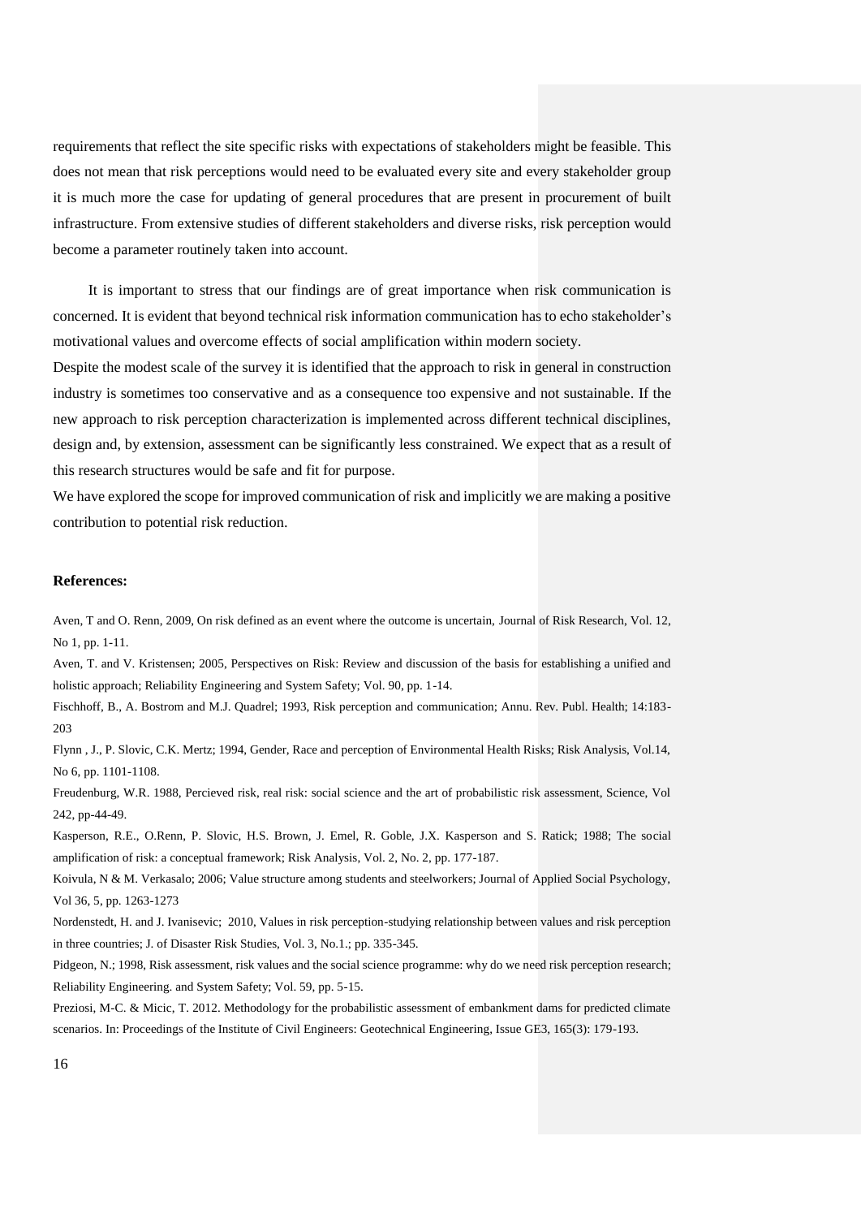requirements that reflect the site specific risks with expectations of stakeholders might be feasible. This does not mean that risk perceptions would need to be evaluated every site and every stakeholder group it is much more the case for updating of general procedures that are present in procurement of built infrastructure. From extensive studies of different stakeholders and diverse risks, risk perception would become a parameter routinely taken into account.

It is important to stress that our findings are of great importance when risk communication is concerned. It is evident that beyond technical risk information communication has to echo stakeholder's motivational values and overcome effects of social amplification within modern society.

Despite the modest scale of the survey it is identified that the approach to risk in general in construction industry is sometimes too conservative and as a consequence too expensive and not sustainable. If the new approach to risk perception characterization is implemented across different technical disciplines, design and, by extension, assessment can be significantly less constrained. We expect that as a result of this research structures would be safe and fit for purpose.

We have explored the scope for improved communication of risk and implicitly we are making a positive contribution to potential risk reduction.

**References:**

Aven, T and O. Renn, 2009, On risk defined as an event where the outcome is uncertain, Journal of Risk Research, Vol. 12, No 1, pp. 1-11.

Aven, T. and V. Kristensen; 2005, Perspectives on Risk: Review and discussion of the basis for establishing a unified and holistic approach; Reliability Engineering and System Safety; Vol. 90, pp. 1-14.

Fischhoff, B., A. Bostrom and M.J. Quadrel; 1993, Risk perception and communication; Annu. Rev. Publ. Health; 14:183-203

Flynn , J., P. Slovic, C.K. Mertz; 1994, Gender, Race and perception of Environmental Health Risks; Risk Analysis, Vol.14, No 6, pp. 1101-1108.

Freudenburg, W.R. 1988, Percieved risk, real risk: social science and the art of probabilistic risk assessment, Science, Vol 242, pp-44-49.

Kasperson, R.E., O.Renn, P. Slovic, H.S. Brown, J. Emel, R. Goble, J.X. Kasperson and S. Ratick; 1988; The social amplification of risk: a conceptual framework; Risk Analysis, Vol. 2, No. 2, pp. 177-187.

Koivula, N & M. Verkasalo; 2006; Value structure among students and steelworkers; Journal of Applied Social Psychology, Vol 36, 5, pp. 1263-1273

Nordenstedt, H. and J. Ivanisevic; 2010, Values in risk perception-studying relationship between values and risk perception in three countries; J. of Disaster Risk Studies, Vol. 3, No.1.; pp. 335-345.

Pidgeon, N.; 1998, Risk assessment, risk values and the social science programme: why do we need risk perception research; Reliability Engineering. and System Safety; Vol. 59, pp. 5-15.

Preziosi, M-C. & Micic, T. 2012. Methodology for the probabilistic assessment of embankment dams for predicted climate scenarios. In: Proceedings of the Institute of Civil Engineers: Geotechnical Engineering, Issue GE3, 165(3): 179-193.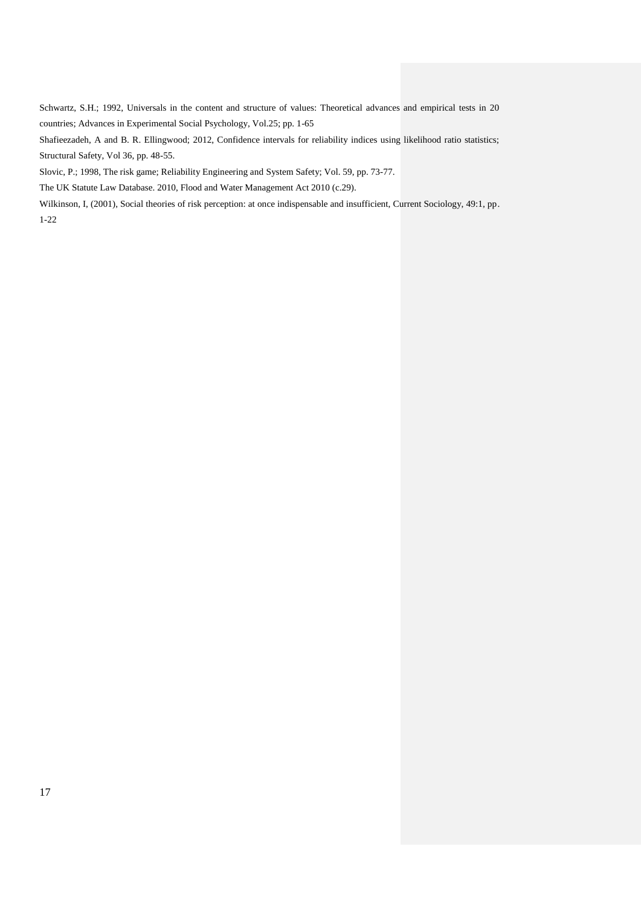Schwartz, S.H.; 1992, Universals in the content and structure of values: Theoretical advances and empirical tests in 20 countries; Advances in Experimental Social Psychology, Vol.25; pp. 1-65

Shafieezadeh, A and B. R. Ellingwood; 2012, Confidence intervals for reliability indices using likelihood ratio statistics; Structural Safety, Vol 36, pp. 48-55.

Slovic, P.; 1998, The risk game; Reliability Engineering and System Safety; Vol. 59, pp. 73-77.

The UK Statute Law Database. 2010, Flood and Water Management Act 2010 (c.29).

Wilkinson, I, (2001), Social theories of risk perception: at once indispensable and insufficient, Current Sociology, 49:1, pp. 1-22